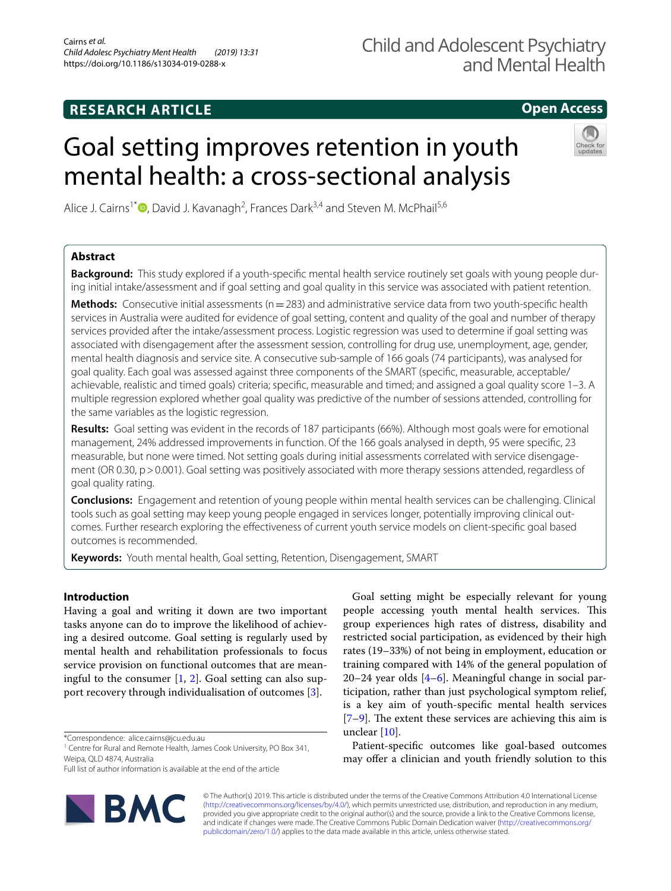## RESEARCH ARTICLE

**Open Access**

# Goal setting improves retention in youth mental health: a cross-sectional analysis

Alice J. Cairns[1*], David J. Kavanagh[2], Frances Dark[3,4] and Steven M. McPhail[5,6]

## Abstract

**Background:** This study explored if a youth-specific mental health service routinely set goals with young people during initial intake/assessment and if goal setting and goal quality in this service was associated with patient retention.

**Methods:** Consecutive initial assessments (n = 283) and administrative service data from two youth-specific health services in Australia were audited for evidence of goal setting, content and quality of the goal and number of therapy services provided after the intake/assessment process. Logistic regression was used to determine if goal setting was associated with disengagement after the assessment session, controlling for drug use, unemployment, age, gender, mental health diagnosis and service site. A consecutive sub-sample of 166 goals (74 participants), was analysed for goal quality. Each goal was assessed against three components of the SMART (specific, measurable, acceptable/achievable, realistic and timed goals) criteria; specific, measurable and timed; and assigned a goal quality score 1–3. A multiple regression explored whether goal quality was predictive of the number of sessions attended, controlling for the same variables as the logistic regression.

**Results:** Goal setting was evident in the records of 187 participants (66%). Although most goals were for emotional management, 24% addressed improvements in function. Of the 166 goals analysed in depth, 95 were specific, 23 measurable, but none were timed. Not setting goals during initial assessments correlated with service disengagement (OR 0.30, $p > 0.001$). Goal setting was positively associated with more therapy sessions attended, regardless of goal quality rating.

**Conclusions:** Engagement and retention of young people within mental health services can be challenging. Clinical tools such as goal setting may keep young people engaged in services longer, potentially improving clinical outcomes. Further research exploring the effectiveness of current youth service models on client-specific goal based outcomes is recommended.

**Keywords:** Youth mental health, Goal setting, Retention, Disengagement, SMART

## Introduction

Having a goal and writing it down are two important tasks anyone can do to improve the likelihood of achieving a desired outcome. Goal setting is regularly used by mental health and rehabilitation professionals to focus service provision on functional outcomes that are meaningful to the consumer [1, 2]. Goal setting can also support recovery through individualisation of outcomes [3].

Goal setting might be especially relevant for young people accessing youth mental health services. This group experiences high rates of distress, disability and restricted social participation, as evidenced by their high rates (19–33%) of not being in employment, education or training compared with 14% of the general population of 20–24 year olds [4–6]. Meaningful change in social participation, rather than just psychological symptom relief, is a key aim of youth-specific mental health services [7–9]. The extent these services are achieving this aim is unclear [10].

Patient-specific outcomes like goal-based outcomes may offer a clinician and youth friendly solution to this

*Correspondence: alice.cairns@jcu.edu.au
[1] Centre for Rural and Remote Health, James Cook University, PO Box 341, Weipa, QLD 4874, Australia
Full list of author information is available at the end of the article

© The Author(s) 2019. This article is distributed under the terms of the Creative Commons Attribution 4.0 International License (http://creativecommons.org/licenses/by/4.0/), which permits unrestricted use, distribution, and reproduction in any medium, provided you give appropriate credit to the original author(s) and the source, provide a link to the Creative Commons license, and indicate if changes were made. The Creative Commons Public Domain Dedication waiver (http://creativecommons.org/publicdomain/zero/1.0/) applies to the data made available in this article, unless otherwise stated.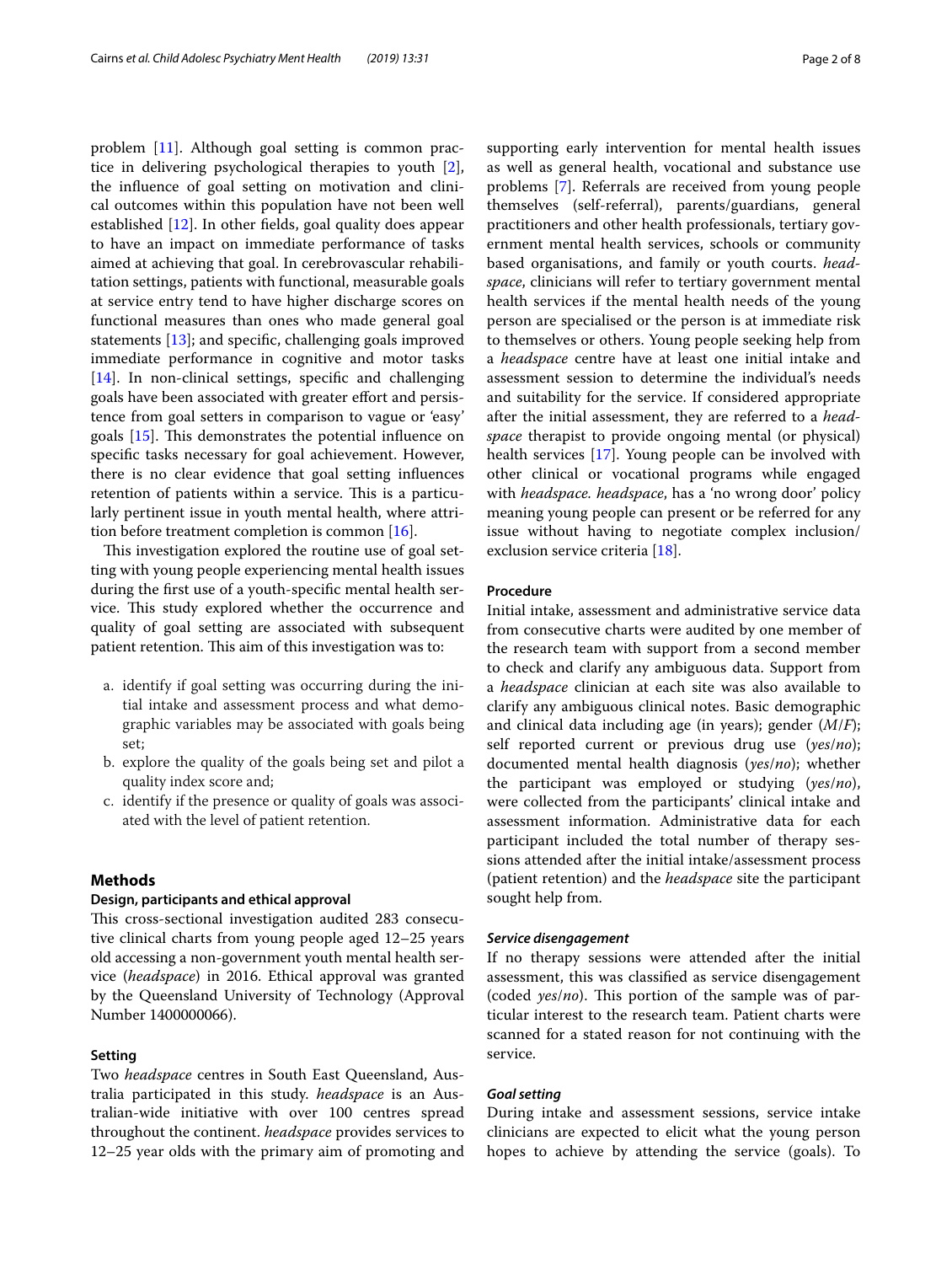problem [11]. Although goal setting is common practice in delivering psychological therapies to youth [2], the influence of goal setting on motivation and clinical outcomes within this population have not been well established [12]. In other fields, goal quality does appear to have an impact on immediate performance of tasks aimed at achieving that goal. In cerebrovascular rehabilitation settings, patients with functional, measurable goals at service entry tend to have higher discharge scores on functional measures than ones who made general goal statements [13]; and specific, challenging goals improved immediate performance in cognitive and motor tasks [14]. In non-clinical settings, specific and challenging goals have been associated with greater effort and persistence from goal setters in comparison to vague or 'easy' goals [15]. This demonstrates the potential influence on specific tasks necessary for goal achievement. However, there is no clear evidence that goal setting influences retention of patients within a service. This is a particularly pertinent issue in youth mental health, where attrition before treatment completion is common [16].

This investigation explored the routine use of goal setting with young people experiencing mental health issues during the first use of a youth-specific mental health service. This study explored whether the occurrence and quality of goal setting are associated with subsequent patient retention. This aim of this investigation was to:

a. identify if goal setting was occurring during the initial intake and assessment process and what demographic variables may be associated with goals being set;
b. explore the quality of the goals being set and pilot a quality index score and;
c. identify if the presence or quality of goals was associated with the level of patient retention.

## Methods

### Design, participants and ethical approval

This cross-sectional investigation audited 283 consecutive clinical charts from young people aged 12–25 years old accessing a non-government youth mental health service (*headspace*) in 2016. Ethical approval was granted by the Queensland University of Technology (Approval Number 1400000066).

### Setting

Two *headspace* centres in South East Queensland, Australia participated in this study. *headspace* is an Australian-wide initiative with over 100 centres spread throughout the continent. *headspace* provides services to 12–25 year olds with the primary aim of promoting and supporting early intervention for mental health issues as well as general health, vocational and substance use problems [7]. Referrals are received from young people themselves (self-referral), parents/guardians, general practitioners and other health professionals, tertiary government mental health services, schools or community based organisations, and family or youth courts. *headspace*, clinicians will refer to tertiary government mental health services if the mental health needs of the young person are specialised or the person is at immediate risk to themselves or others. Young people seeking help from a *headspace* centre have at least one initial intake and assessment session to determine the individual's needs and suitability for the service. If considered appropriate after the initial assessment, they are referred to a *headspace* therapist to provide ongoing mental (or physical) health services [17]. Young people can be involved with other clinical or vocational programs while engaged with *headspace*. *headspace*, has a 'no wrong door' policy meaning young people can present or be referred for any issue without having to negotiate complex inclusion/exclusion service criteria [18].

### Procedure

Initial intake, assessment and administrative service data from consecutive charts were audited by one member of the research team with support from a second member to check and clarify any ambiguous data. Support from a *headspace* clinician at each site was also available to clarify any ambiguous clinical notes. Basic demographic and clinical data including age (in years); gender (*M*/*F*); self reported current or previous drug use (*yes*/*no*); documented mental health diagnosis (*yes*/*no*); whether the participant was employed or studying (*yes*/*no*), were collected from the participants' clinical intake and assessment information. Administrative data for each participant included the total number of therapy sessions attended after the initial intake/assessment process (patient retention) and the *headspace* site the participant sought help from.

#### *Service disengagement*

If no therapy sessions were attended after the initial assessment, this was classified as service disengagement (coded *yes*/*no*). This portion of the sample was of particular interest to the research team. Patient charts were scanned for a stated reason for not continuing with the service.

#### *Goal setting*

During intake and assessment sessions, service intake clinicians are expected to elicit what the young person hopes to achieve by attending the service (goals). To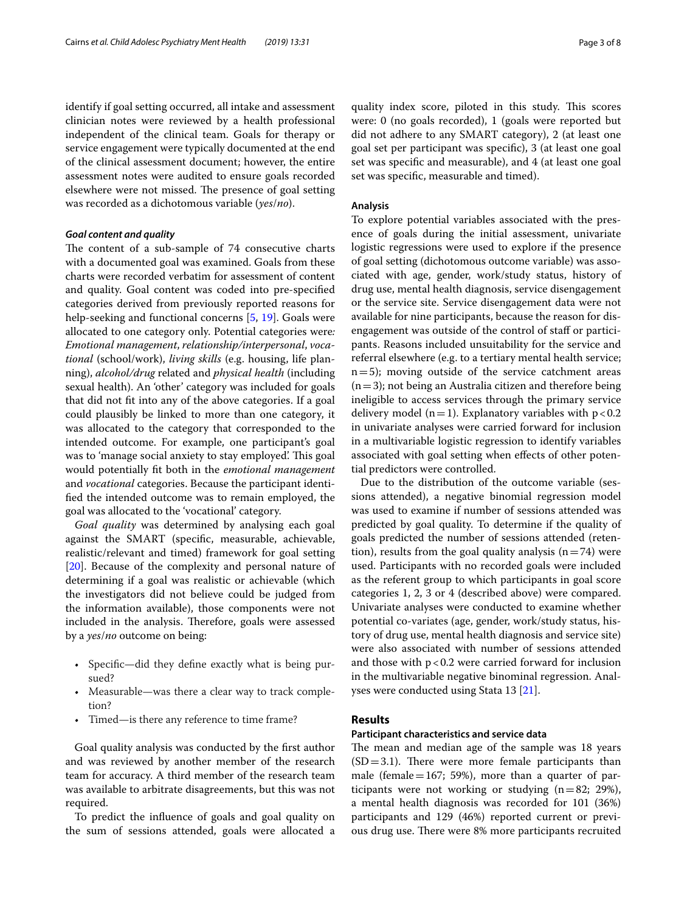identify if goal setting occurred, all intake and assessment clinician notes were reviewed by a health professional independent of the clinical team. Goals for therapy or service engagement were typically documented at the end of the clinical assessment document; however, the entire assessment notes were audited to ensure goals recorded elsewhere were not missed. The presence of goal setting was recorded as a dichotomous variable (*yes*/*no*).

#### *Goal content and quality*

The content of a sub-sample of 74 consecutive charts with a documented goal was examined. Goals from these charts were recorded verbatim for assessment of content and quality. Goal content was coded into pre-specified categories derived from previously reported reasons for help-seeking and functional concerns [5, 19]. Goals were allocated to one category only. Potential categories were: *Emotional management*, *relationship/interpersonal*, *vocational* (school/work), *living skills* (e.g. housing, life planning), *alcohol/drug* related and *physical health* (including sexual health). An 'other' category was included for goals that did not fit into any of the above categories. If a goal could plausibly be linked to more than one category, it was allocated to the category that corresponded to the intended outcome. For example, one participant's goal was to 'manage social anxiety to stay employed'. This goal would potentially fit both in the *emotional management* and *vocational* categories. Because the participant identified the intended outcome was to remain employed, the goal was allocated to the 'vocational' category.

*Goal quality* was determined by analysing each goal against the SMART (specific, measurable, achievable, realistic/relevant and timed) framework for goal setting [20]. Because of the complexity and personal nature of determining if a goal was realistic or achievable (which the investigators did not believe could be judged from the information available), those components were not included in the analysis. Therefore, goals were assessed by a *yes*/*no* outcome on being:

- Specific—did they define exactly what is being pursued?
- Measurable—was there a clear way to track completion?
- Timed—is there any reference to time frame?

Goal quality analysis was conducted by the first author and was reviewed by another member of the research team for accuracy. A third member of the research team was available to arbitrate disagreements, but this was not required.

To predict the influence of goals and goal quality on the sum of sessions attended, goals were allocated a quality index score, piloted in this study. This scores were: 0 (no goals recorded), 1 (goals were reported but did not adhere to any SMART category), 2 (at least one goal set per participant was specific), 3 (at least one goal set was specific and measurable), and 4 (at least one goal set was specific, measurable and timed).

#### **Analysis**

To explore potential variables associated with the presence of goals during the initial assessment, univariate logistic regressions were used to explore if the presence of goal setting (dichotomous outcome variable) was associated with age, gender, work/study status, history of drug use, mental health diagnosis, service disengagement or the service site. Service disengagement data were not available for nine participants, because the reason for disengagement was outside of the control of staff or participants. Reasons included unsuitability for the service and referral elsewhere (e.g. to a tertiary mental health service; $n=5$); moving outside of the service catchment areas ($n=3$); not being an Australia citizen and therefore being ineligible to access services through the primary service delivery model ($n=1$). Explanatory variables with $p<0.2$ in univariate analyses were carried forward for inclusion in a multivariable logistic regression to identify variables associated with goal setting when effects of other potential predictors were controlled.

Due to the distribution of the outcome variable (sessions attended), a negative binomial regression model was used to examine if number of sessions attended was predicted by goal quality. To determine if the quality of goals predicted the number of sessions attended (retention), results from the goal quality analysis ($n=74$) were used. Participants with no recorded goals were included as the referent group to which participants in goal score categories 1, 2, 3 or 4 (described above) were compared. Univariate analyses were conducted to examine whether potential co-variates (age, gender, work/study status, history of drug use, mental health diagnosis and service site) were also associated with number of sessions attended and those with $p<0.2$ were carried forward for inclusion in the multivariable negative binominal regression. Analyses were conducted using Stata 13 [21].

## **Results**

#### **Participant characteristics and service data**

The mean and median age of the sample was 18 years ($SD=3.1$). There were more female participants than male (female $=167$; 59%), more than a quarter of participants were not working or studying ($n=82$; 29%), a mental health diagnosis was recorded for 101 (36%) participants and 129 (46%) reported current or previous drug use. There were 8% more participants recruited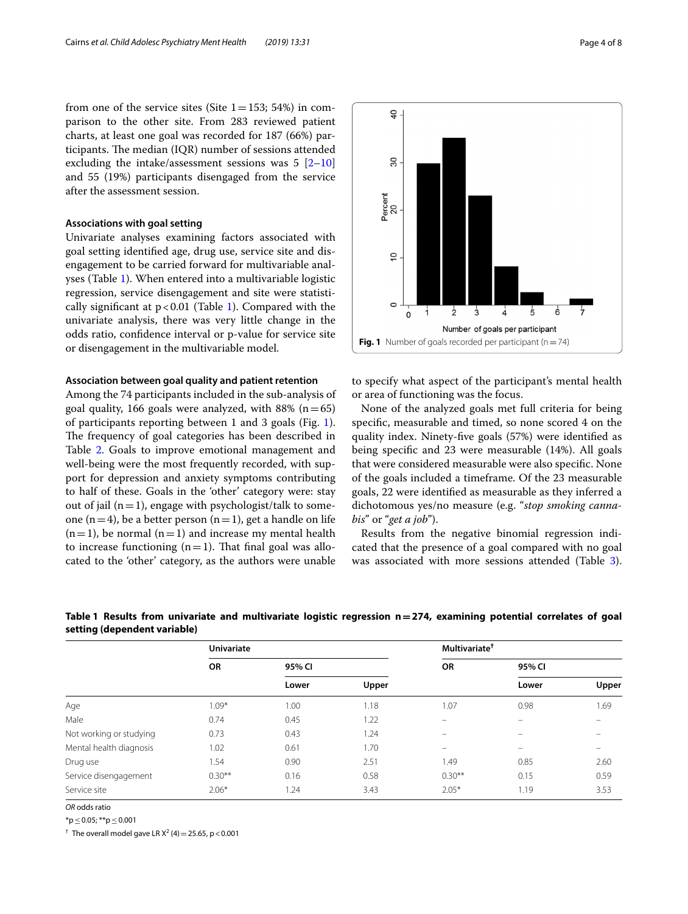from one of the service sites (Site 1 = 153; 54%) in comparison to the other site. From 283 reviewed patient charts, at least one goal was recorded for 187 (66%) participants. The median (IQR) number of sessions attended excluding the intake/assessment sessions was 5 [2–10] and 55 (19%) participants disengaged from the service after the assessment session.

### Associations with goal setting

Univariate analyses examining factors associated with goal setting identified age, drug use, service site and disengagement to be carried forward for multivariable analyses (Table 1). When entered into a multivariable logistic regression, service disengagement and site were statistically significant at $p < 0.01$ (Table 1). Compared with the univariate analysis, there was very little change in the odds ratio, confidence interval or p-value for service site or disengagement in the multivariable model.

### Association between goal quality and patient retention

Among the 74 participants included in the sub-analysis of goal quality, 166 goals were analyzed, with 88% (n = 65) of participants reporting between 1 and 3 goals (Fig. 1). The frequency of goal categories has been described in Table 2. Goals to improve emotional management and well-being were the most frequently recorded, with support for depression and anxiety symptoms contributing to half of these. Goals in the 'other' category were: stay out of jail (n = 1), engage with psychologist/talk to someone (n = 4), be a better person (n = 1), get a handle on life (n = 1), be normal (n = 1) and increase my mental health to increase functioning (n = 1). That final goal was allocated to the 'other' category, as the authors were unable to specify what aspect of the participant's mental health or area of functioning was the focus.

Fig. 1 Number of goals recorded per participant (n = 74)

None of the analyzed goals met full criteria for being specific, measurable and timed, so none scored 4 on the quality index. Ninety-five goals (57%) were identified as being specific and 23 were measurable (14%). All goals that were considered measurable were also specific. None of the goals included a timeframe. Of the 23 measurable goals, 22 were identified as measurable as they inferred a dichotomous yes/no measure (e.g. "*stop smoking cannabis*" or "*get a job*").

Results from the negative binomial regression indicated that the presence of a goal compared with no goal was associated with more sessions attended (Table 3).

**Table 1 Results from univariate and multivariate logistic regression n = 274, examining potential correlates of goal setting (dependent variable)**

| | Univariate | | | Multivariate† | | |
|---|---|---|---|---|---|---|
| | OR | 95% CI | | OR | 95% CI | |
| | | Lower | Upper | | Lower | Upper |
| Age | 1.09* | 1.00 | 1.18 | 1.07 | 0.98 | 1.69 |
| Male | 0.74 | 0.45 | 1.22 | – | – | – |
| Not working or studying | 0.73 | 0.43 | 1.24 | – | – | – |
| Mental health diagnosis | 1.02 | 0.61 | 1.70 | – | – | – |
| Drug use | 1.54 | 0.90 | 2.51 | 1.49 | 0.85 | 2.60 |
| Service disengagement | 0.30** | 0.16 | 0.58 | 0.30** | 0.15 | 0.59 |
| Service site | 2.06* | 1.24 | 3.43 | 2.05* | 1.19 | 3.53 |

*OR* odds ratio

*p ≤ 0.05; **p ≤ 0.001

† The overall model gave LR $X^2$ (4) = 25.65, $p < 0.001$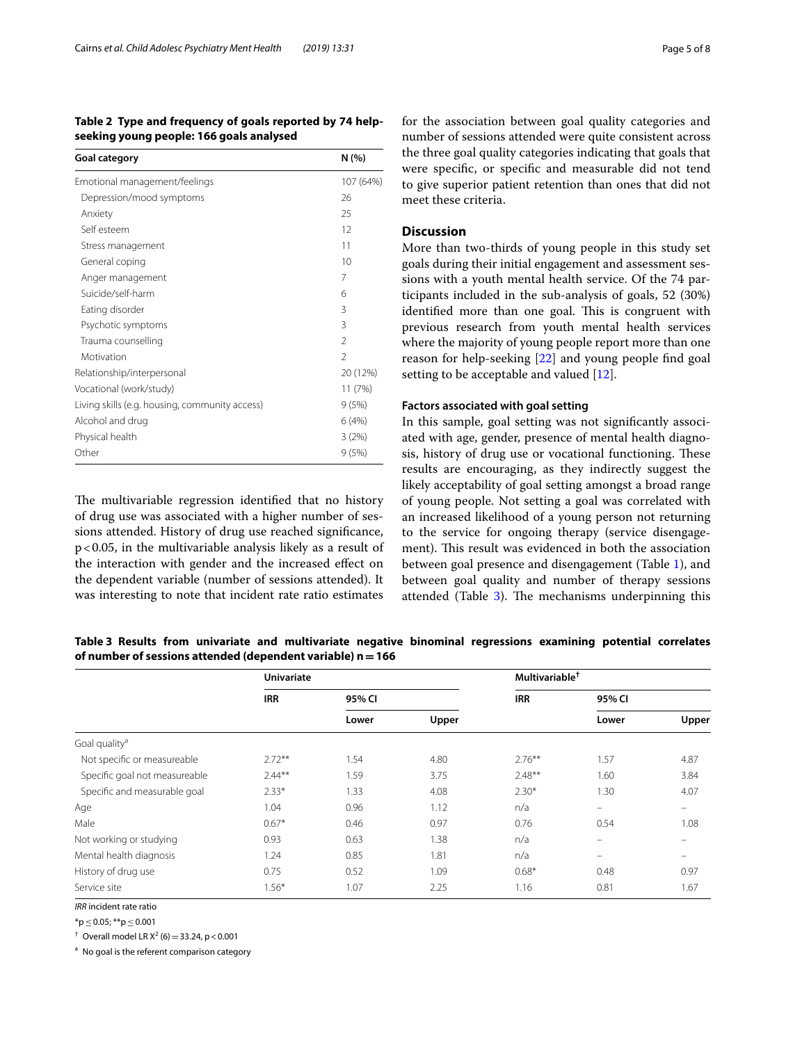**Table 2 Type and frequency of goals reported by 74 help-seeking young people: 166 goals analysed**

| Goal category | N (%) |
|---|---|
| Emotional management/feelings | 107 (64%) |
| Depression/mood symptoms | 26 |
| Anxiety | 25 |
| Self esteem | 12 |
| Stress management | 11 |
| General coping | 10 |
| Anger management | 7 |
| Suicide/self-harm | 6 |
| Eating disorder | 3 |
| Psychotic symptoms | 3 |
| Trauma counselling | 2 |
| Motivation | 2 |
| Relationship/interpersonal | 20 (12%) |
| Vocational (work/study) | 11 (7%) |
| Living skills (e.g. housing, community access) | 9 (5%) |
| Alcohol and drug | 6 (4%) |
| Physical health | 3 (2%) |
| Other | 9 (5%) |

The multivariable regression identified that no history of drug use was associated with a higher number of sessions attended. History of drug use reached significance, $p < 0.05$, in the multivariable analysis likely as a result of the interaction with gender and the increased effect on the dependent variable (number of sessions attended). It was interesting to note that incident rate ratio estimates for the association between goal quality categories and number of sessions attended were quite consistent across the three goal quality categories indicating that goals that were specific, or specific and measurable did not tend to give superior patient retention than ones that did not meet these criteria.

## Discussion

More than two-thirds of young people in this study set goals during their initial engagement and assessment sessions with a youth mental health service. Of the 74 participants included in the sub-analysis of goals, 52 (30%) identified more than one goal. This is congruent with previous research from youth mental health services where the majority of young people report more than one reason for help-seeking [22] and young people find goal setting to be acceptable and valued [12].

### Factors associated with goal setting

In this sample, goal setting was not significantly associated with age, gender, presence of mental health diagnosis, history of drug use or vocational functioning. These results are encouraging, as they indirectly suggest the likely acceptability of goal setting amongst a broad range of young people. Not setting a goal was correlated with an increased likelihood of a young person not returning to the service for ongoing therapy (service disengagement). This result was evidenced in both the association between goal presence and disengagement (Table 1), and between goal quality and number of therapy sessions attended (Table 3). The mechanisms underpinning this

**Table 3 Results from univariate and multivariate negative binominal regressions examining potential correlates of number of sessions attended (dependent variable) n = 166**

| | Univariate | | | Multivariable[†] | | |
|---|---|---|---|---|---|---|
| | IRR | 95% CI | | IRR | 95% CI | |
| | | Lower | Upper | | Lower | Upper |
| Goal quality[a] | | | | | | |
| Not specific or measureable | 2.72** | 1.54 | 4.80 | 2.76** | 1.57 | 4.87 |
| Specific goal not measureable | 2.44** | 1.59 | 3.75 | 2.48** | 1.60 | 3.84 |
| Specific and measurable goal | 2.33* | 1.33 | 4.08 | 2.30* | 1.30 | 4.07 |
| Age | 1.04 | 0.96 | 1.12 | n/a | – | – |
| Male | 0.67* | 0.46 | 0.97 | 0.76 | 0.54 | 1.08 |
| Not working or studying | 0.93 | 0.63 | 1.38 | n/a | – | – |
| Mental health diagnosis | 1.24 | 0.85 | 1.81 | n/a | – | – |
| History of drug use | 0.75 | 0.52 | 1.09 | 0.68* | 0.48 | 0.97 |
| Service site | 1.56* | 1.07 | 2.25 | 1.16 | 0.81 | 1.67 |

*IRR* incident rate ratio

*$p \leq 0.05$; **$p \leq 0.001$

[†] Overall model LR $X^2$ (6) = 33.24, $p < 0.001$

[a] No goal is the referent comparison category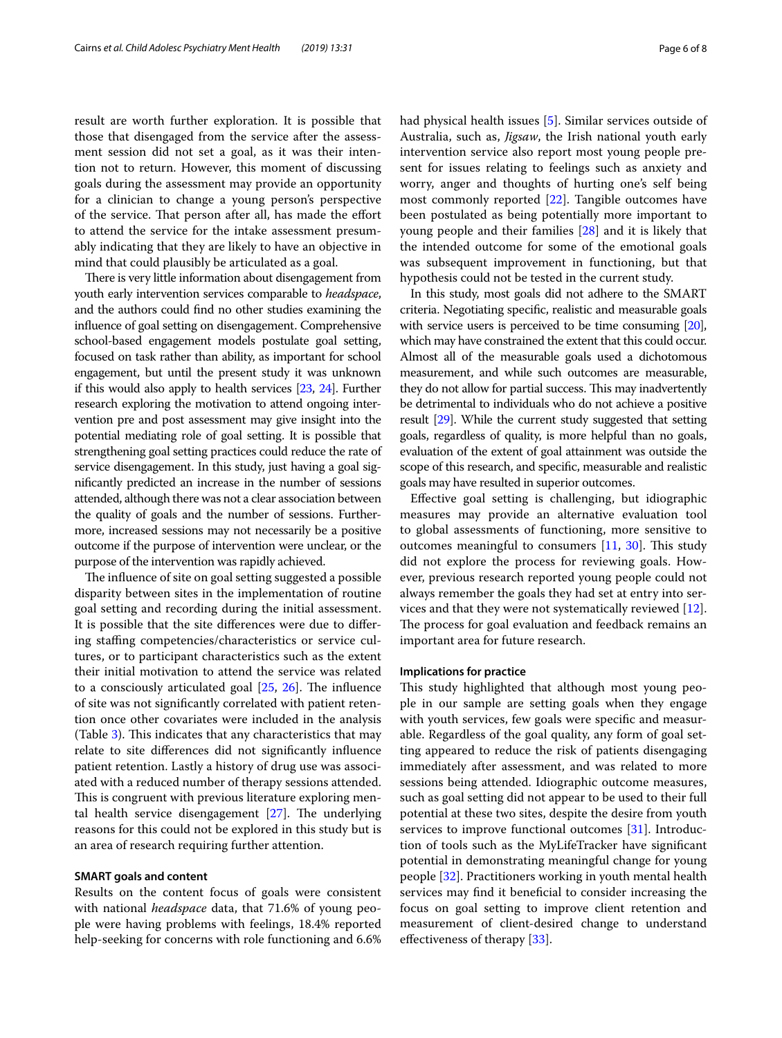result are worth further exploration. It is possible that those that disengaged from the service after the assessment session did not set a goal, as it was their intention not to return. However, this moment of discussing goals during the assessment may provide an opportunity for a clinician to change a young person's perspective of the service. That person after all, has made the effort to attend the service for the intake assessment presumably indicating that they are likely to have an objective in mind that could plausibly be articulated as a goal.

There is very little information about disengagement from youth early intervention services comparable to *headspace*, and the authors could find no other studies examining the influence of goal setting on disengagement. Comprehensive school-based engagement models postulate goal setting, focused on task rather than ability, as important for school engagement, but until the present study it was unknown if this would also apply to health services [23, 24]. Further research exploring the motivation to attend ongoing intervention pre and post assessment may give insight into the potential mediating role of goal setting. It is possible that strengthening goal setting practices could reduce the rate of service disengagement. In this study, just having a goal significantly predicted an increase in the number of sessions attended, although there was not a clear association between the quality of goals and the number of sessions. Furthermore, increased sessions may not necessarily be a positive outcome if the purpose of intervention were unclear, or the purpose of the intervention was rapidly achieved.

The influence of site on goal setting suggested a possible disparity between sites in the implementation of routine goal setting and recording during the initial assessment. It is possible that the site differences were due to differing staffing competencies/characteristics or service cultures, or to participant characteristics such as the extent their initial motivation to attend the service was related to a consciously articulated goal [25, 26]. The influence of site was not significantly correlated with patient retention once other covariates were included in the analysis (Table 3). This indicates that any characteristics that may relate to site differences did not significantly influence patient retention. Lastly a history of drug use was associated with a reduced number of therapy sessions attended. This is congruent with previous literature exploring mental health service disengagement [27]. The underlying reasons for this could not be explored in this study but is an area of research requiring further attention.

### SMART goals and content

Results on the content focus of goals were consistent with national *headspace* data, that 71.6% of young people were having problems with feelings, 18.4% reported help-seeking for concerns with role functioning and 6.6% had physical health issues [5]. Similar services outside of Australia, such as, *Jigsaw*, the Irish national youth early intervention service also report most young people present for issues relating to feelings such as anxiety and worry, anger and thoughts of hurting one's self being most commonly reported [22]. Tangible outcomes have been postulated as being potentially more important to young people and their families [28] and it is likely that the intended outcome for some of the emotional goals was subsequent improvement in functioning, but that hypothesis could not be tested in the current study.

In this study, most goals did not adhere to the SMART criteria. Negotiating specific, realistic and measurable goals with service users is perceived to be time consuming [20], which may have constrained the extent that this could occur. Almost all of the measurable goals used a dichotomous measurement, and while such outcomes are measurable, they do not allow for partial success. This may inadvertently be detrimental to individuals who do not achieve a positive result [29]. While the current study suggested that setting goals, regardless of quality, is more helpful than no goals, evaluation of the extent of goal attainment was outside the scope of this research, and specific, measurable and realistic goals may have resulted in superior outcomes.

Effective goal setting is challenging, but idiographic measures may provide an alternative evaluation tool to global assessments of functioning, more sensitive to outcomes meaningful to consumers [11, 30]. This study did not explore the process for reviewing goals. However, previous research reported young people could not always remember the goals they had set at entry into services and that they were not systematically reviewed [12]. The process for goal evaluation and feedback remains an important area for future research.

### Implications for practice

This study highlighted that although most young people in our sample are setting goals when they engage with youth services, few goals were specific and measurable. Regardless of the goal quality, any form of goal setting appeared to reduce the risk of patients disengaging immediately after assessment, and was related to more sessions being attended. Idiographic outcome measures, such as goal setting did not appear to be used to their full potential at these two sites, despite the desire from youth services to improve functional outcomes [31]. Introduction of tools such as the MyLifeTracker have significant potential in demonstrating meaningful change for young people [32]. Practitioners working in youth mental health services may find it beneficial to consider increasing the focus on goal setting to improve client retention and measurement of client-desired change to understand effectiveness of therapy [33].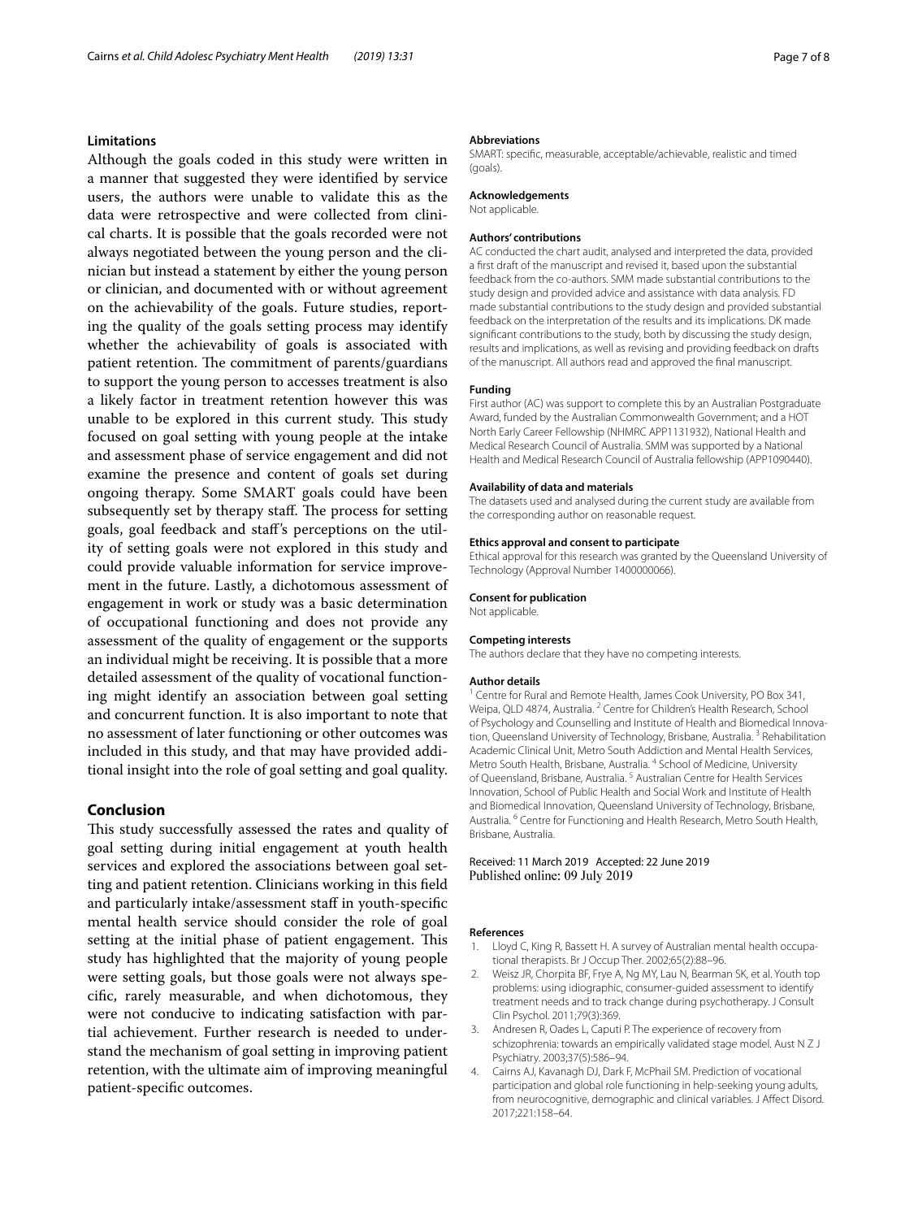## Limitations

Although the goals coded in this study were written in a manner that suggested they were identified by service users, the authors were unable to validate this as the data were retrospective and were collected from clinical charts. It is possible that the goals recorded were not always negotiated between the young person and the clinician but instead a statement by either the young person or clinician, and documented with or without agreement on the achievability of the goals. Future studies, reporting the quality of the goals setting process may identify whether the achievability of goals is associated with patient retention. The commitment of parents/guardians to support the young person to accesses treatment is also a likely factor in treatment retention however this was unable to be explored in this current study. This study focused on goal setting with young people at the intake and assessment phase of service engagement and did not examine the presence and content of goals set during ongoing therapy. Some SMART goals could have been subsequently set by therapy staff. The process for setting goals, goal feedback and staff's perceptions on the utility of setting goals were not explored in this study and could provide valuable information for service improvement in the future. Lastly, a dichotomous assessment of engagement in work or study was a basic determination of occupational functioning and does not provide any assessment of the quality of engagement or the supports an individual might be receiving. It is possible that a more detailed assessment of the quality of vocational functioning might identify an association between goal setting and concurrent function. It is also important to note that no assessment of later functioning or other outcomes was included in this study, and that may have provided additional insight into the role of goal setting and goal quality.

## Conclusion

This study successfully assessed the rates and quality of goal setting during initial engagement at youth health services and explored the associations between goal setting and patient retention. Clinicians working in this field and particularly intake/assessment staff in youth-specific mental health service should consider the role of goal setting at the initial phase of patient engagement. This study has highlighted that the majority of young people were setting goals, but those goals were not always specific, rarely measurable, and when dichotomous, they were not conducive to indicating satisfaction with partial achievement. Further research is needed to understand the mechanism of goal setting in improving patient retention, with the ultimate aim of improving meaningful patient-specific outcomes.

**Abbreviations**

SMART: specific, measurable, acceptable/achievable, realistic and timed (goals).

**Acknowledgements**

Not applicable.

**Authors' contributions**

AC conducted the chart audit, analysed and interpreted the data, provided a first draft of the manuscript and revised it, based upon the substantial feedback from the co-authors. SMM made substantial contributions to the study design and provided advice and assistance with data analysis. FD made substantial contributions to the study design and provided substantial feedback on the interpretation of the results and its implications. DK made significant contributions to the study, both by discussing the study design, results and implications, as well as revising and providing feedback on drafts of the manuscript. All authors read and approved the final manuscript.

**Funding**

First author (AC) was support to complete this by an Australian Postgraduate Award, funded by the Australian Commonwealth Government; and a HOT North Early Career Fellowship (NHMRC APP1131932), National Health and Medical Research Council of Australia. SMM was supported by a National Health and Medical Research Council of Australia fellowship (APP1090440).

**Availability of data and materials**

The datasets used and analysed during the current study are available from the corresponding author on reasonable request.

**Ethics approval and consent to participate**

Ethical approval for this research was granted by the Queensland University of Technology (Approval Number 1400000066).

**Consent for publication**

Not applicable.

**Competing interests**

The authors declare that they have no competing interests.

**Author details**

[1] Centre for Rural and Remote Health, James Cook University, PO Box 341, Weipa, QLD 4874, Australia. [2] Centre for Children's Health Research, School of Psychology and Counselling and Institute of Health and Biomedical Innovation, Queensland University of Technology, Brisbane, Australia. [3] Rehabilitation Academic Clinical Unit, Metro South Addiction and Mental Health Services, Metro South Health, Brisbane, Australia. [4] School of Medicine, University of Queensland, Brisbane, Australia. [5] Australian Centre for Health Services Innovation, School of Public Health and Social Work and Institute of Health and Biomedical Innovation, Queensland University of Technology, Brisbane, Australia. [6] Centre for Functioning and Health Research, Metro South Health, Brisbane, Australia.

Received: 11 March 2019 Accepted: 22 June 2019
Published online: 09 July 2019

**References**

1. Lloyd C, King R, Bassett H. A survey of Australian mental health occupational therapists. Br J Occup Ther. 2002;65(2):88–96.
2. Weisz JR, Chorpita BF, Frye A, Ng MY, Lau N, Bearman SK, et al. Youth top problems: using idiographic, consumer-guided assessment to identify treatment needs and to track change during psychotherapy. J Consult Clin Psychol. 2011;79(3):369.
3. Andresen R, Oades L, Caputi P. The experience of recovery from schizophrenia: towards an empirically validated stage model. Aust N Z J Psychiatry. 2003;37(5):586–94.
4. Cairns AJ, Kavanagh DJ, Dark F, McPhail SM. Prediction of vocational participation and global role functioning in help-seeking young adults, from neurocognitive, demographic and clinical variables. J Affect Disord. 2017;221:158–64.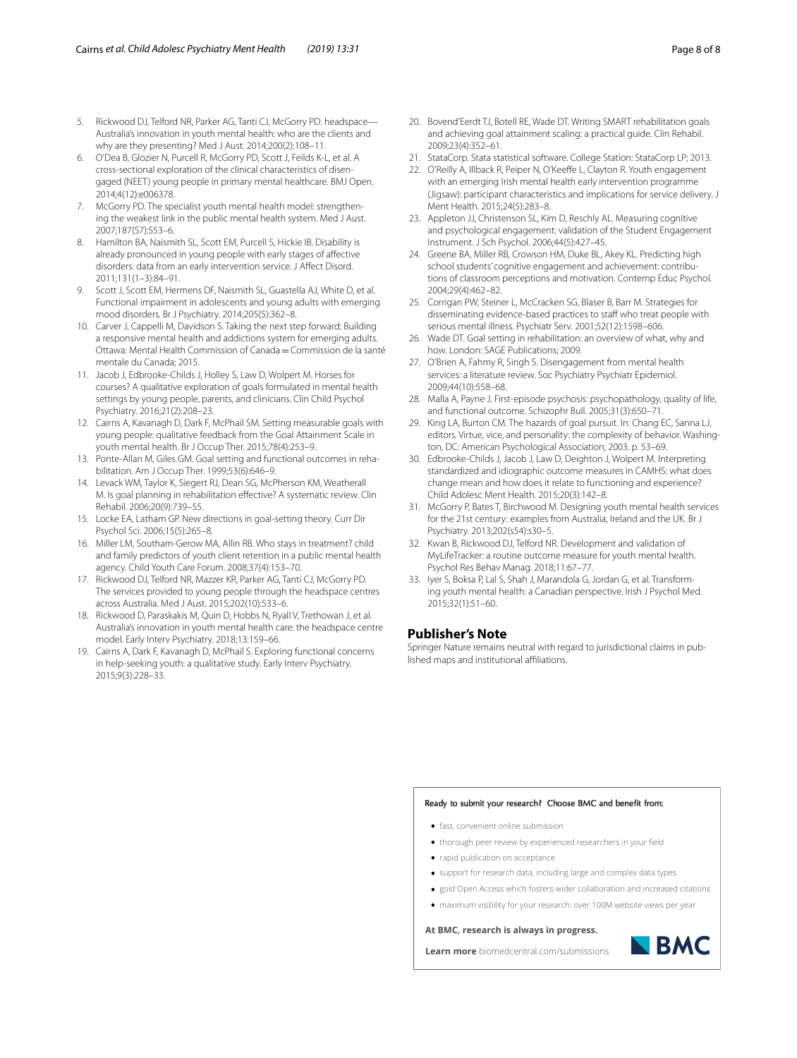5. Rickwood DJ, Telford NR, Parker AG, Tanti CJ, McGorry PD. headspace—Australia's innovation in youth mental health: who are the clients and why are they presenting? Med J Aust. 2014;200(2):108–11.
6. O'Dea B, Glozier N, Purcell R, McGorry PD, Scott J, Feilds K-L, et al. A cross-sectional exploration of the clinical characteristics of disengaged (NEET) young people in primary mental healthcare. BMJ Open. 2014;4(12):e006378.
7. McGorry PD. The specialist youth mental health model: strengthening the weakest link in the public mental health system. Med J Aust. 2007;187(S7):S53–6.
8. Hamilton BA, Naismith SL, Scott EM, Purcell S, Hickie IB. Disability is already pronounced in young people with early stages of affective disorders: data from an early intervention service. J Affect Disord. 2011;131(1–3):84–91.
9. Scott J, Scott EM, Hermens DF, Naismith SL, Guastella AJ, White D, et al. Functional impairment in adolescents and young adults with emerging mood disorders. Br J Psychiatry. 2014;205(5):362–8.
10. Carver J, Cappelli M, Davidson S. Taking the next step forward: Building a responsive mental health and addictions system for emerging adults. Ottawa: Mental Health Commission of Canada = Commission de la santé mentale du Canada; 2015.
11. Jacob J, Edbrooke-Childs J, Holley S, Law D, Wolpert M. Horses for courses? A qualitative exploration of goals formulated in mental health settings by young people, parents, and clinicians. Clin Child Psychol Psychiatry. 2016;21(2):208–23.
12. Cairns A, Kavanagh D, Dark F, McPhail SM. Setting measurable goals with young people: qualitative feedback from the Goal Attainment Scale in youth mental health. Br J Occup Ther. 2015;78(4):253–9.
13. Ponte-Allan M, Giles GM. Goal setting and functional outcomes in rehabilitation. Am J Occup Ther. 1999;53(6):646–9.
14. Levack WM, Taylor K, Siegert RJ, Dean SG, McPherson KM, Weatherall M. Is goal planning in rehabilitation effective? A systematic review. Clin Rehabil. 2006;20(9):739–55.
15. Locke EA, Latham GP. New directions in goal-setting theory. Curr Dir Psychol Sci. 2006;15(5):265–8.
16. Miller LM, Southam-Gerow MA, Allin RB. Who stays in treatment? child and family predictors of youth client retention in a public mental health agency. Child Youth Care Forum. 2008;37(4):153–70.
17. Rickwood DJ, Telford NR, Mazzer KR, Parker AG, Tanti CJ, McGorry PD. The services provided to young people through the headspace centres across Australia. Med J Aust. 2015;202(10):533–6.
18. Rickwood D, Paraskakis M, Quin D, Hobbs N, Ryall V, Trethowan J, et al. Australia's innovation in youth mental health care: the headspace centre model. Early Interv Psychiatry. 2018;13:159–66.
19. Cairns A, Dark F, Kavanagh D, McPhail S. Exploring functional concerns in help-seeking youth: a qualitative study. Early Interv Psychiatry. 2015;9(3):228–33.
20. Bovend'Eerdt TJ, Botell RE, Wade DT. Writing SMART rehabilitation goals and achieving goal attainment scaling: a practical guide. Clin Rehabil. 2009;23(4):352–61.
21. StataCorp. Stata statistical software. College Station: StataCorp LP; 2013.
22. O'Reilly A, Illback R, Peiper N, O'Keeffe L, Clayton R. Youth engagement with an emerging Irish mental health early intervention programme (Jigsaw): participant characteristics and implications for service delivery. J Ment Health. 2015;24(5):283–8.
23. Appleton JJ, Christenson SL, Kim D, Reschly AL. Measuring cognitive and psychological engagement: validation of the Student Engagement Instrument. J Sch Psychol. 2006;44(5):427–45.
24. Greene BA, Miller RB, Crowson HM, Duke BL, Akey KL. Predicting high school students' cognitive engagement and achievement: contributions of classroom perceptions and motivation. Contemp Educ Psychol. 2004;29(4):462–82.
25. Corrigan PW, Steiner L, McCracken SG, Blaser B, Barr M. Strategies for disseminating evidence-based practices to staff who treat people with serious mental illness. Psychiatr Serv. 2001;52(12):1598–606.
26. Wade DT. Goal setting in rehabilitation: an overview of what, why and how. London: SAGE Publications; 2009.
27. O'Brien A, Fahmy R, Singh S. Disengagement from mental health services: a literature review. Soc Psychiatry Psychiatr Epidemiol. 2009;44(10):558–68.
28. Malla A, Payne J. First-episode psychosis: psychopathology, quality of life, and functional outcome. Schizophr Bull. 2005;31(3):650–71.
29. King LA, Burton CM. The hazards of goal pursuit. In: Chang EC, Sanna LJ, editors. Virtue, vice, and personality: the complexity of behavior. Washington, DC: American Psychological Association; 2003. p. 53–69.
30. Edbrooke-Childs J, Jacob J, Law D, Deighton J, Wolpert M. Interpreting standardized and idiographic outcome measures in CAMHS: what does change mean and how does it relate to functioning and experience? Child Adolesc Ment Health. 2015;20(3):142–8.
31. McGorry P, Bates T, Birchwood M. Designing youth mental health services for the 21st century: examples from Australia, Ireland and the UK. Br J Psychiatry. 2013;202(s54):s30–5.
32. Kwan B, Rickwood DJ, Telford NR. Development and validation of MyLifeTracker: a routine outcome measure for youth mental health. Psychol Res Behav Manag. 2018;11:67–77.
33. Iyer S, Boksa P, Lal S, Shah J, Marandola G, Jordan G, et al. Transforming youth mental health: a Canadian perspective. Irish J Psychol Med. 2015;32(1):51–60.

## Publisher's Note

Springer Nature remains neutral with regard to jurisdictional claims in published maps and institutional affiliations.

Ready to submit your research? Choose BMC and benefit from:

- fast, convenient online submission
- thorough peer review by experienced researchers in your field
- rapid publication on acceptance
- support for research data, including large and complex data types
- gold Open Access which fosters wider collaboration and increased citations
- maximum visibility for your research: over 100M website views per year

**At BMC, research is always in progress.**

**Learn more** biomedcentral.com/submissions

BMC